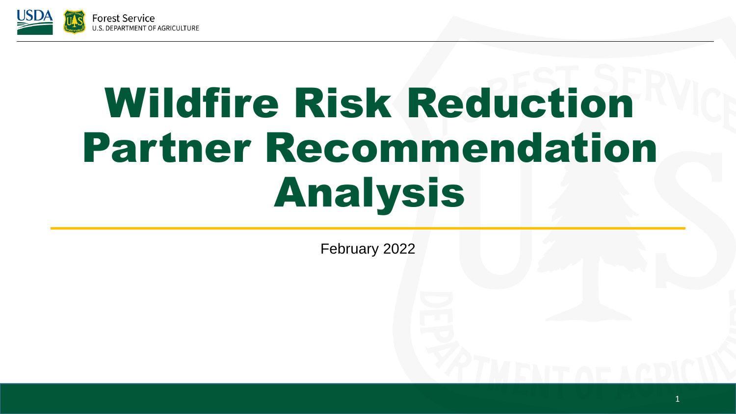# Wildfire Risk Reduction Partner Recommendation Analysis

February 2022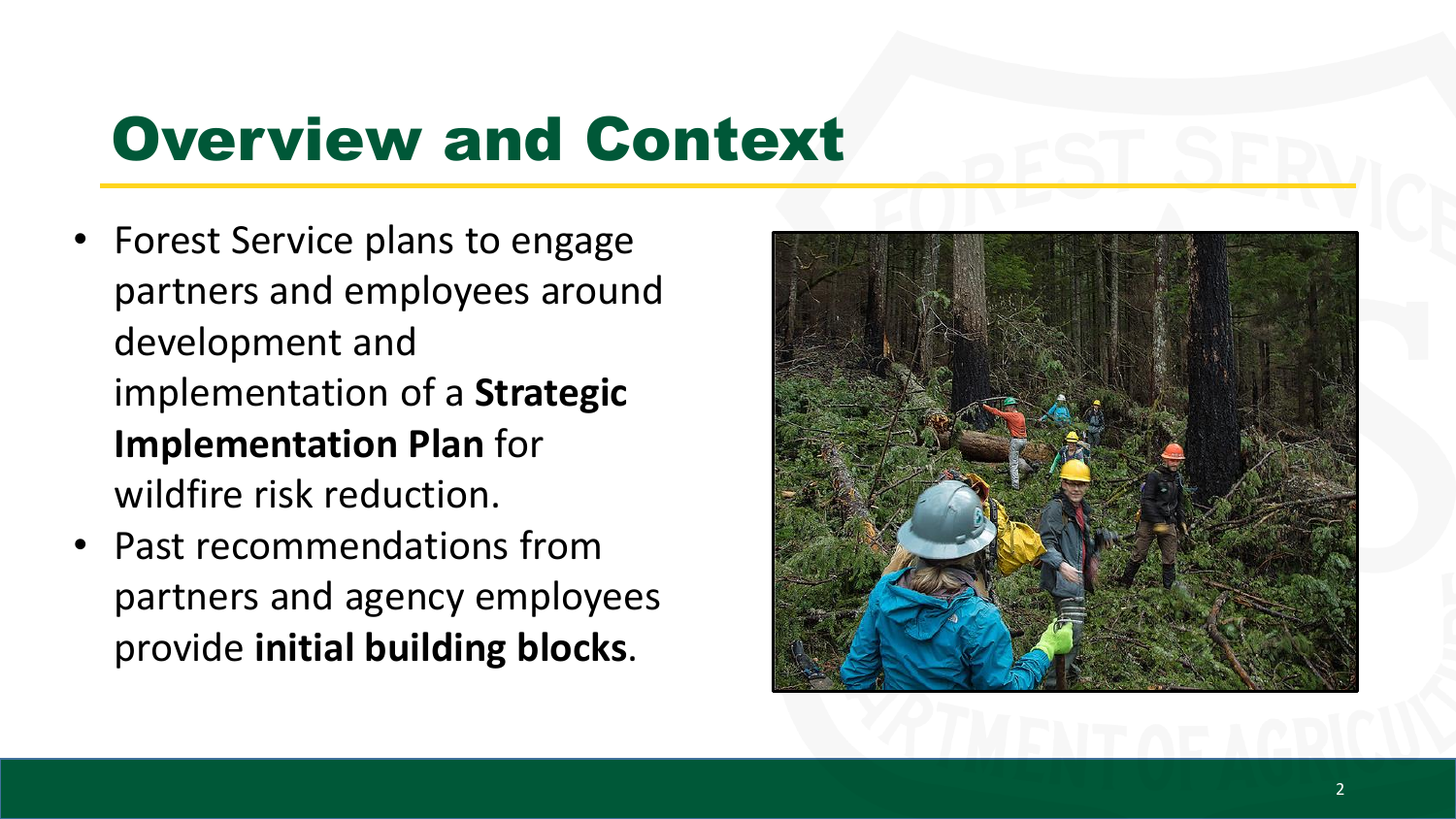# Overview and Context

- Forest Service plans to engage partners and employees around development and implementation of a **Strategic Implementation Plan** for wildfire risk reduction.
- Past recommendations from partners and agency employees provide **initial building blocks**.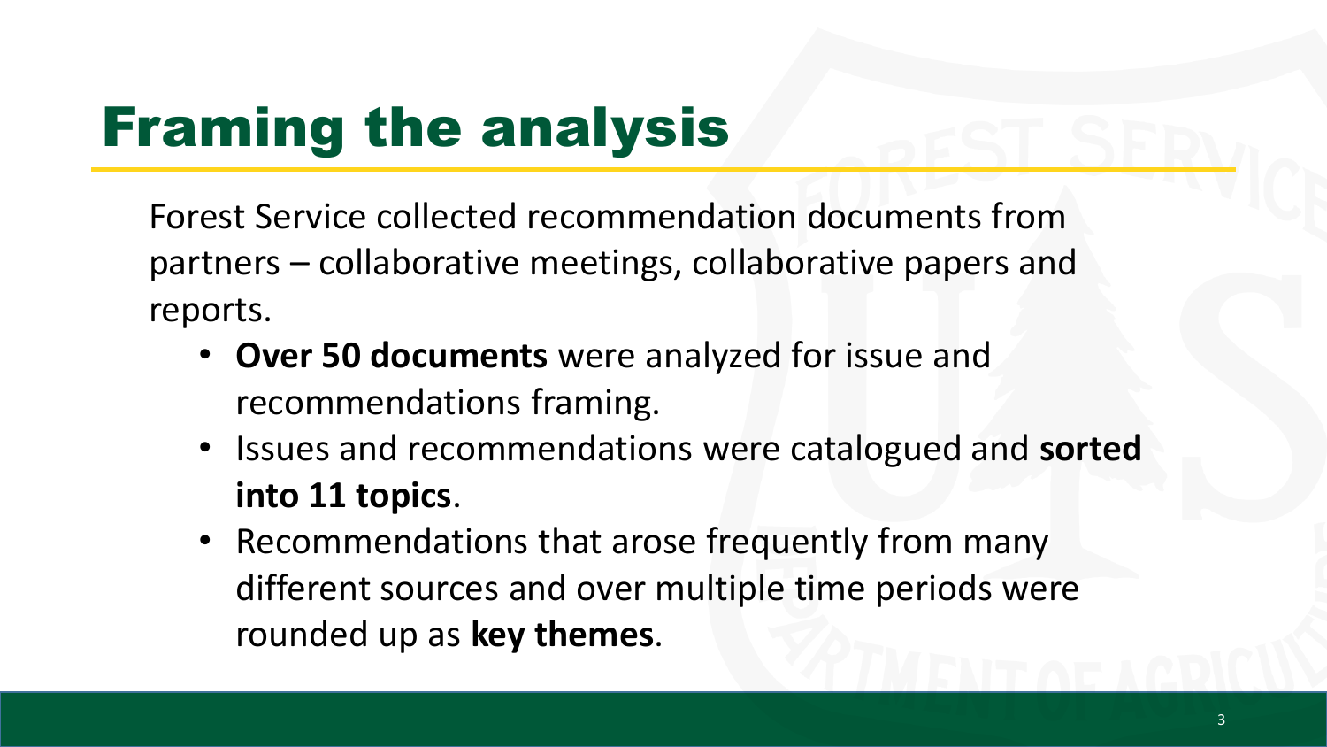# Framing the analysis

Forest Service collected recommendation documents from partners – collaborative meetings, collaborative papers and reports.

- **Over 50 documents** were analyzed for issue and recommendations framing.
- Issues and recommendations were catalogued and **sorted into 11 topics**.
- Recommendations that arose frequently from many different sources and over multiple time periods were rounded up as **key themes**.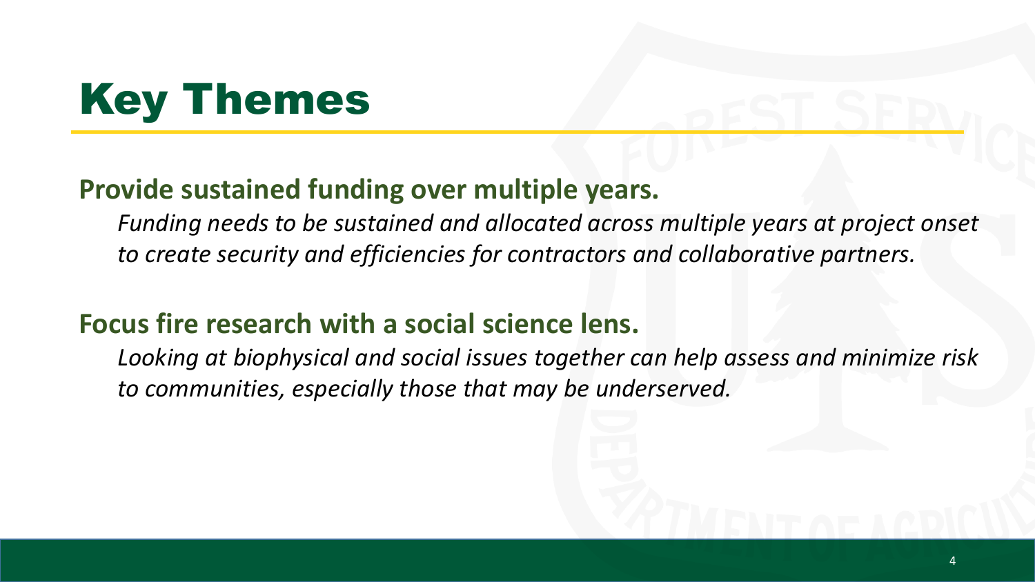# Key Themes

**Provide sustained funding over multiple years.**

*Funding needs to be sustained and allocated across multiple years at project onset to create security and efficiencies for contractors and collaborative partners.*

**Focus fire research with a social science lens.**

*Looking at biophysical and social issues together can help assess and minimize risk to communities, especially those that may be underserved.*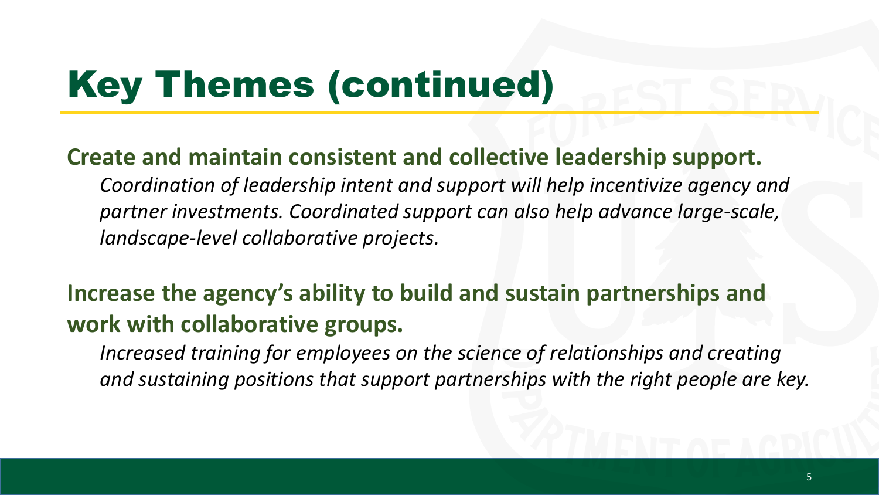# Key Themes (continued)

**Create and maintain consistent and collective leadership support.**

*Coordination of leadership intent and support will help incentivize agency and partner investments. Coordinated support can also help advance large-scale, landscape-level collaborative projects.*

**Increase the agency's ability to build and sustain partnerships and work with collaborative groups.**

*Increased training for employees on the science of relationships and creating and sustaining positions that support partnerships with the right people are key.*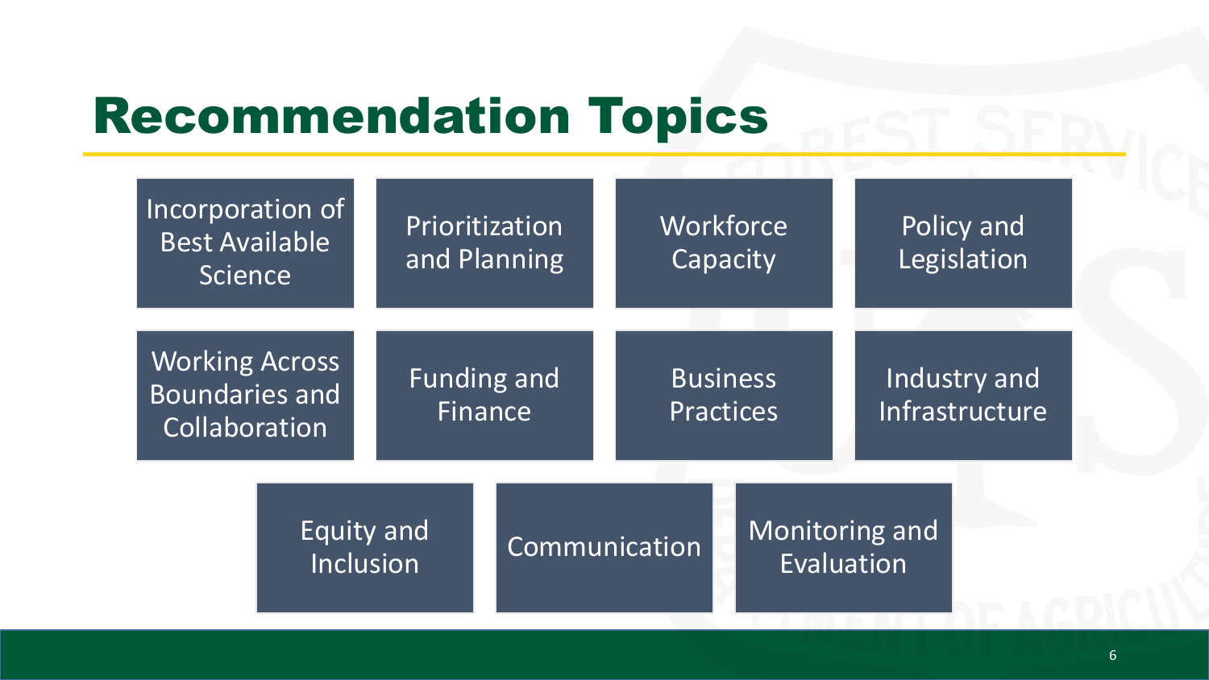# Recommendation Topics

- Incorporation of Best Available Science
- Prioritization and Planning
- Workforce Capacity
- Policy and Legislation
- Working Across Boundaries and Collaboration
- Funding and Finance
- Business Practices
- Industry and Infrastructure
- Equity and Inclusion
- Communication
- Monitoring and Evaluation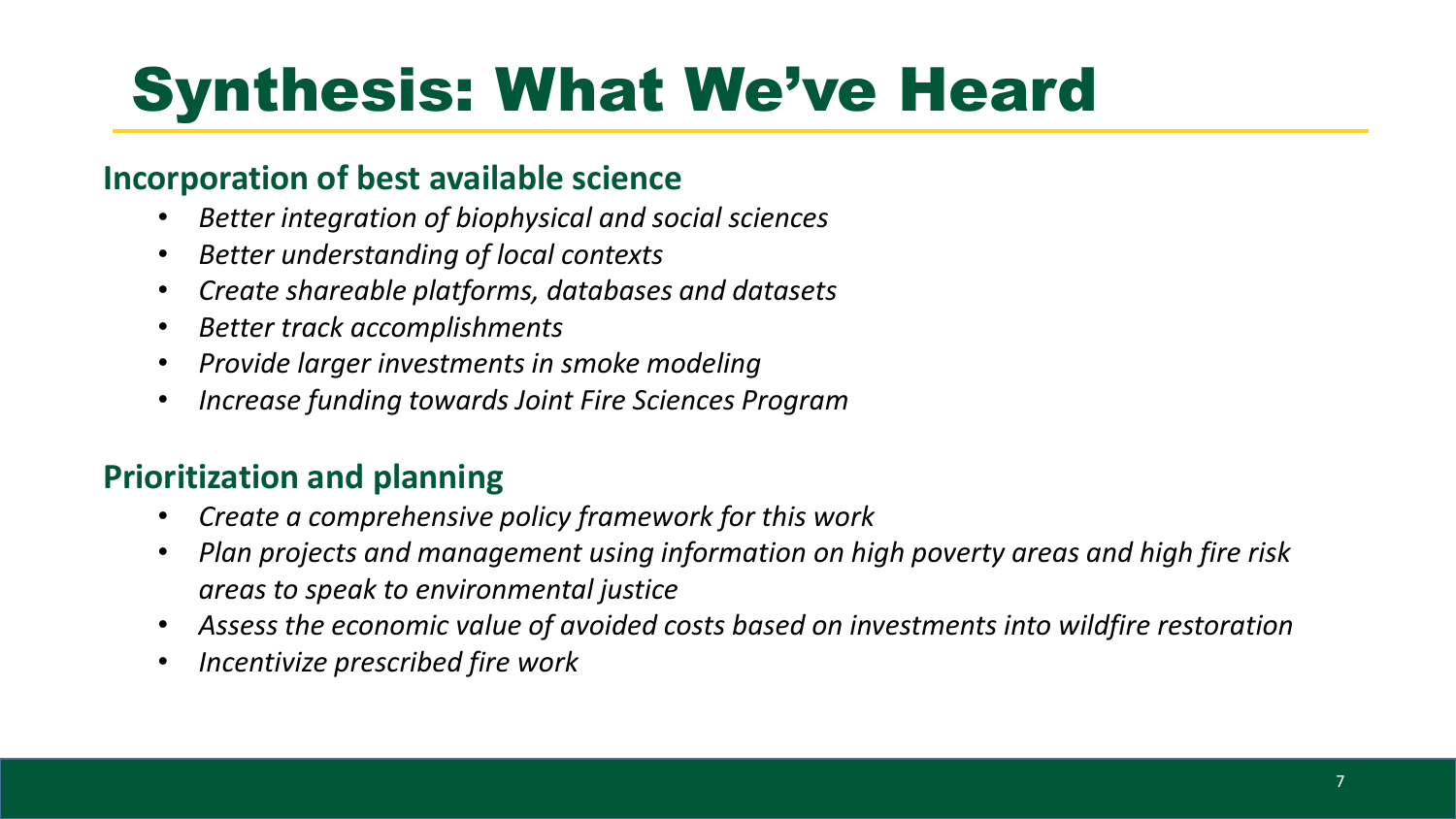# Synthesis: What We've Heard

## Incorporation of best available science

- *Better integration of biophysical and social sciences*
- *Better understanding of local contexts*
- *Create shareable platforms, databases and datasets*
- *Better track accomplishments*
- *Provide larger investments in smoke modeling*
- *Increase funding towards Joint Fire Sciences Program*

## Prioritization and planning

- *Create a comprehensive policy framework for this work*
- *Plan projects and management using information on high poverty areas and high fire risk areas to speak to environmental justice*
- *Assess the economic value of avoided costs based on investments into wildfire restoration*
- *Incentivize prescribed fire work*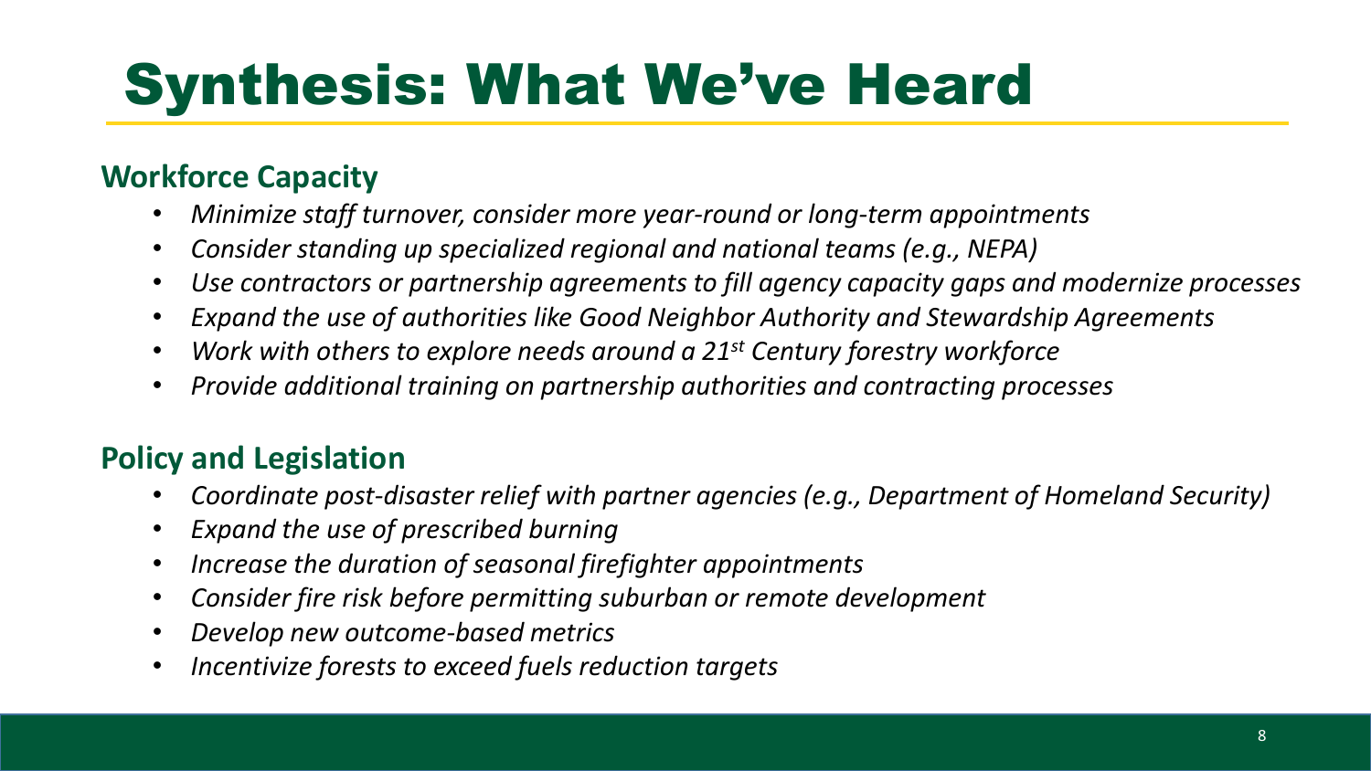# Synthesis: What We've Heard

## Workforce Capacity

- *Minimize staff turnover, consider more year-round or long-term appointments*
- *Consider standing up specialized regional and national teams (e.g., NEPA)*
- *Use contractors or partnership agreements to fill agency capacity gaps and modernize processes*
- *Expand the use of authorities like Good Neighbor Authority and Stewardship Agreements*
- *Work with others to explore needs around a 21st Century forestry workforce*
- *Provide additional training on partnership authorities and contracting processes*

## Policy and Legislation

- *Coordinate post-disaster relief with partner agencies (e.g., Department of Homeland Security)*
- *Expand the use of prescribed burning*
- *Increase the duration of seasonal firefighter appointments*
- *Consider fire risk before permitting suburban or remote development*
- *Develop new outcome-based metrics*
- *Incentivize forests to exceed fuels reduction targets*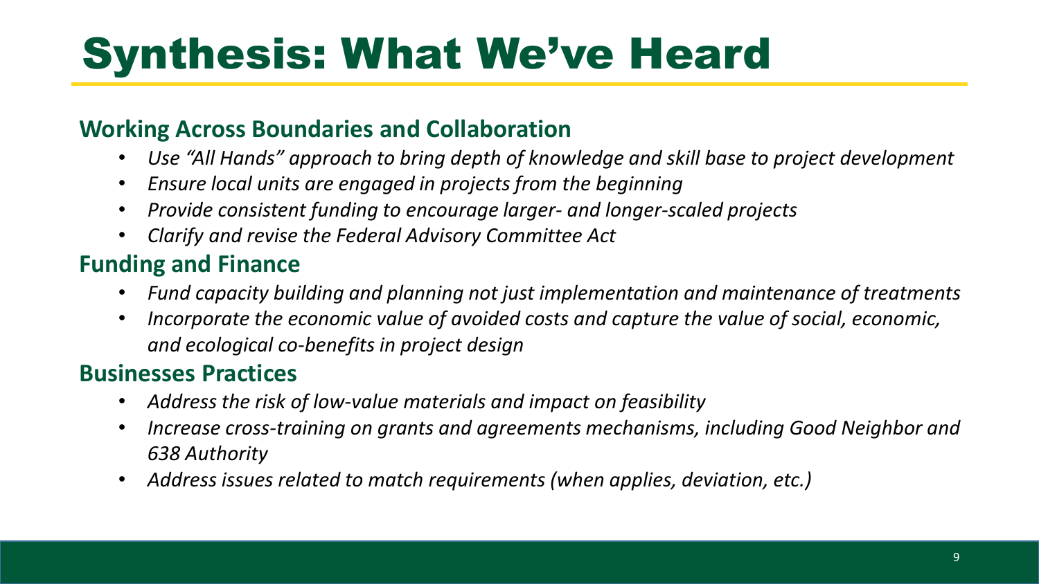# Synthesis: What We've Heard

## Working Across Boundaries and Collaboration

- *Use "All Hands" approach to bring depth of knowledge and skill base to project development*
- *Ensure local units are engaged in projects from the beginning*
- *Provide consistent funding to encourage larger- and longer-scaled projects*
- *Clarify and revise the Federal Advisory Committee Act*

## Funding and Finance

- *Fund capacity building and planning not just implementation and maintenance of treatments*
- *Incorporate the economic value of avoided costs and capture the value of social, economic, and ecological co-benefits in project design*

## Businesses Practices

- *Address the risk of low-value materials and impact on feasibility*
- *Increase cross-training on grants and agreements mechanisms, including Good Neighbor and 638 Authority*
- *Address issues related to match requirements (when applies, deviation, etc.)*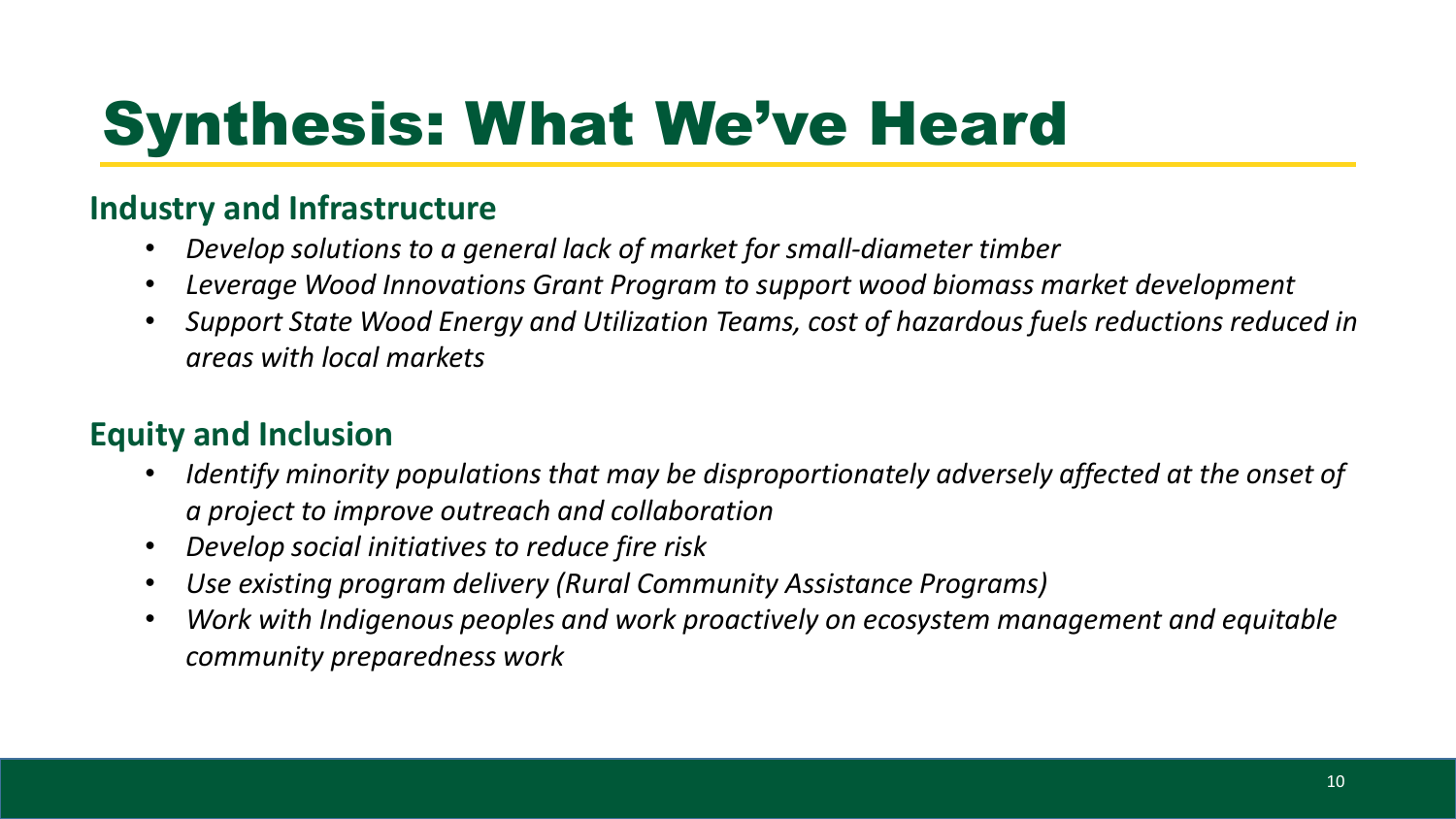# Synthesis: What We've Heard

## Industry and Infrastructure

- *Develop solutions to a general lack of market for small-diameter timber*
- *Leverage Wood Innovations Grant Program to support wood biomass market development*
- *Support State Wood Energy and Utilization Teams, cost of hazardous fuels reductions reduced in areas with local markets*

## Equity and Inclusion

- *Identify minority populations that may be disproportionately adversely affected at the onset of a project to improve outreach and collaboration*
- *Develop social initiatives to reduce fire risk*
- *Use existing program delivery (Rural Community Assistance Programs)*
- *Work with Indigenous peoples and work proactively on ecosystem management and equitable community preparedness work*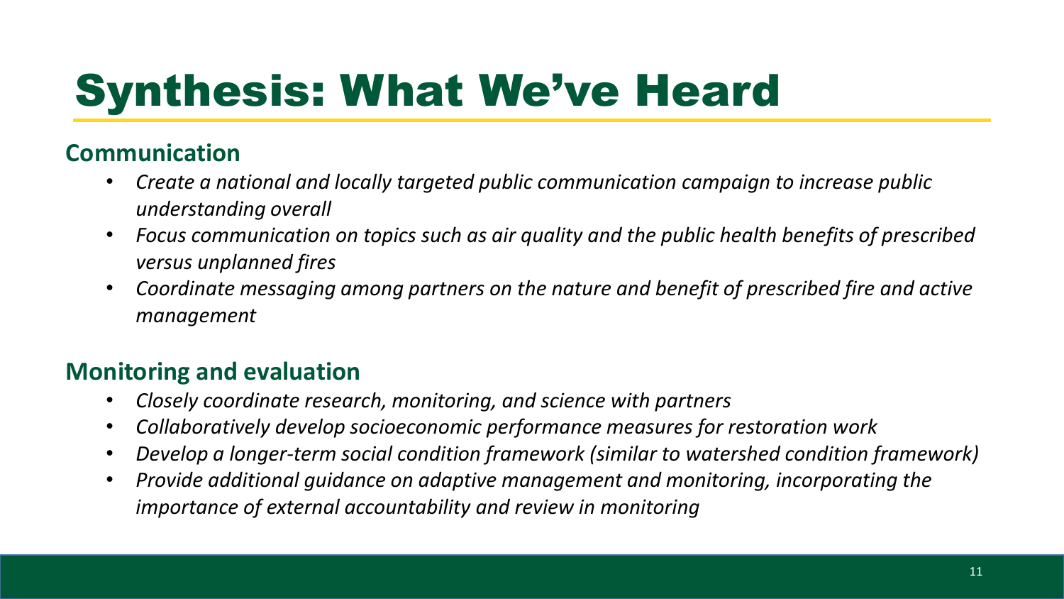# Synthesis: What We've Heard

## Communication

- *Create a national and locally targeted public communication campaign to increase public understanding overall*
- *Focus communication on topics such as air quality and the public health benefits of prescribed versus unplanned fires*
- *Coordinate messaging among partners on the nature and benefit of prescribed fire and active management*

## Monitoring and evaluation

- *Closely coordinate research, monitoring, and science with partners*
- *Collaboratively develop socioeconomic performance measures for restoration work*
- *Develop a longer-term social condition framework (similar to watershed condition framework)*
- *Provide additional guidance on adaptive management and monitoring, incorporating the importance of external accountability and review in monitoring*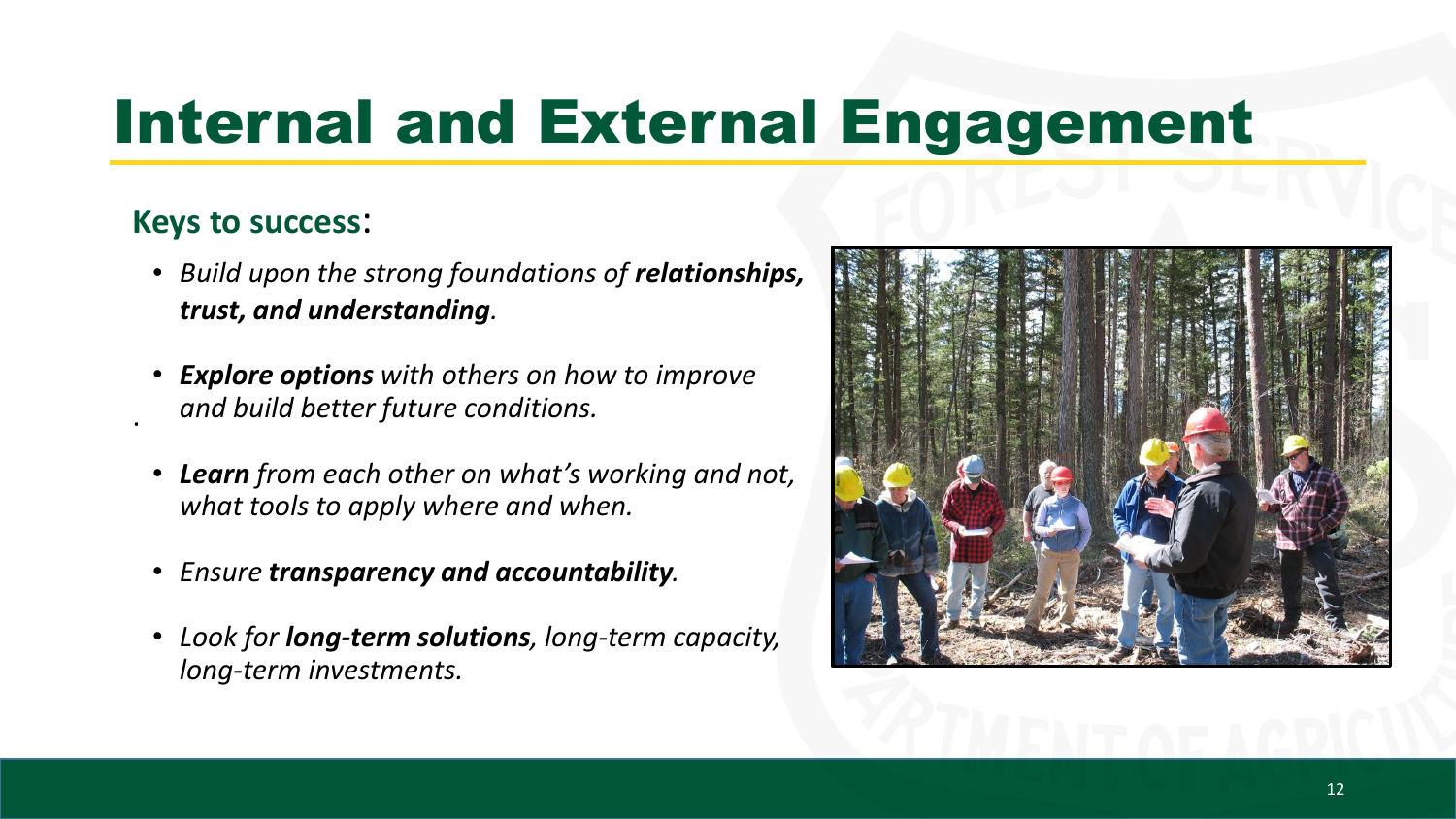# Internal and External Engagement

**Keys to success**:

- *Build upon the strong foundations of **relationships, trust, and understanding**.*
- ***Explore options** with others on how to improve and build better future conditions.*
- ***Learn** from each other on what's working and not, what tools to apply where and when.*
- *Ensure **transparency and accountability**.*
- *Look for **long-term solutions**, long-term capacity, long-term investments.*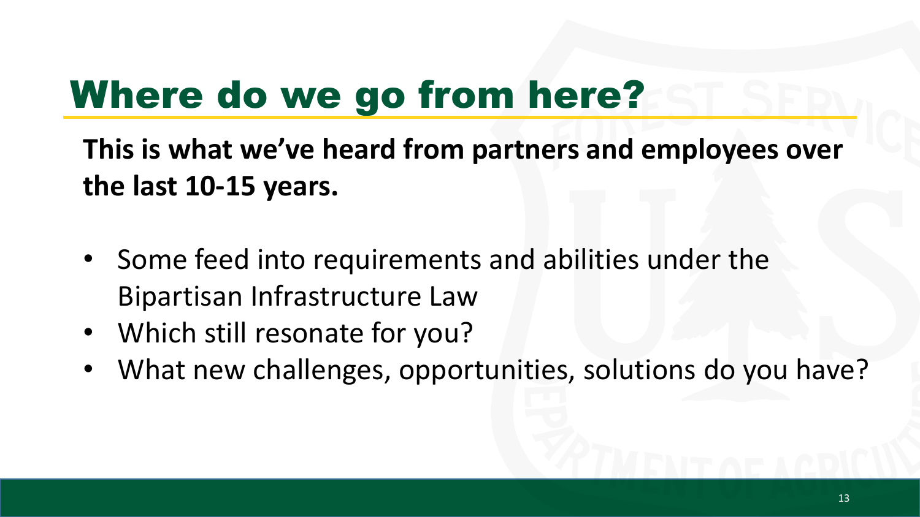# Where do we go from here?

**This is what we've heard from partners and employees over the last 10-15 years.**

- Some feed into requirements and abilities under the Bipartisan Infrastructure Law
- Which still resonate for you?
- What new challenges, opportunities, solutions do you have?